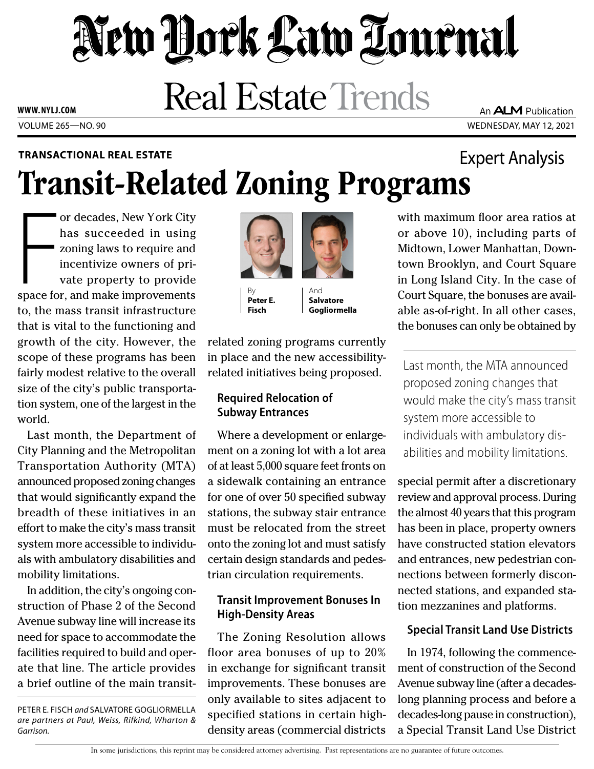# New York Law Journal

## Real Estate Trends

**TRANSACTIONAL REAL ESTATE**

Expert Analysis

# Transit-Related Zoning Programs

By **Peter E. Fisch** And **Salvatore Gogliormella**

For decades, New York City has succeeded in using zoning laws to require and incentivize owners of private property to provide space for, and make improvements to, the mass transit infrastructure that is vital to the functioning and growth of the city. However, the scope of these programs has been fairly modest relative to the overall size of the city's public transportation system, one of the largest in the world.

Last month, the Department of City Planning and the Metropolitan Transportation Authority (MTA) announced proposed zoning changes that would significantly expand the breadth of these initiatives in an effort to make the city's mass transit system more accessible to individuals with ambulatory disabilities and mobility limitations.

In addition, the city's ongoing construction of Phase 2 of the Second Avenue subway line will increase its need for space to accommodate the facilities required to build and operate that line. The article provides a brief outline of the main transit-related zoning programs currently in place and the new accessibility-related initiatives being proposed.

PETER E. FISCH *and* SALVATORE GOGLIORMELLA *are partners at Paul, Weiss, Rifkind, Wharton & Garrison.*

### Required Relocation of Subway Entrances

Where a development or enlargement on a zoning lot with a lot area of at least 5,000 square feet fronts on a sidewalk containing an entrance for one of over 50 specified subway stations, the subway stair entrance must be relocated from the street onto the zoning lot and must satisfy certain design standards and pedestrian circulation requirements.

### Transit Improvement Bonuses In High-Density Areas

The Zoning Resolution allows floor area bonuses of up to 20% in exchange for significant transit improvements. These bonuses are only available to sites adjacent to specified stations in certain high-density areas (commercial districts with maximum floor area ratios at or above 10), including parts of Midtown, Lower Manhattan, Downtown Brooklyn, and Court Square in Long Island City. In the case of Court Square, the bonuses are available as-of-right. In all other cases, the bonuses can only be obtained by special permit after a discretionary review and approval process. During the almost 40 years that this program has been in place, property owners have constructed station elevators and entrances, new pedestrian connections between formerly disconnected stations, and expanded station mezzanines and platforms.

> Last month, the MTA announced proposed zoning changes that would make the city's mass transit system more accessible to individuals with ambulatory disabilities and mobility limitations.

### Special Transit Land Use Districts

In 1974, following the commencement of construction of the Second Avenue subway line (after a decades-long planning process and before a decades-long pause in construction), a Special Transit Land Use District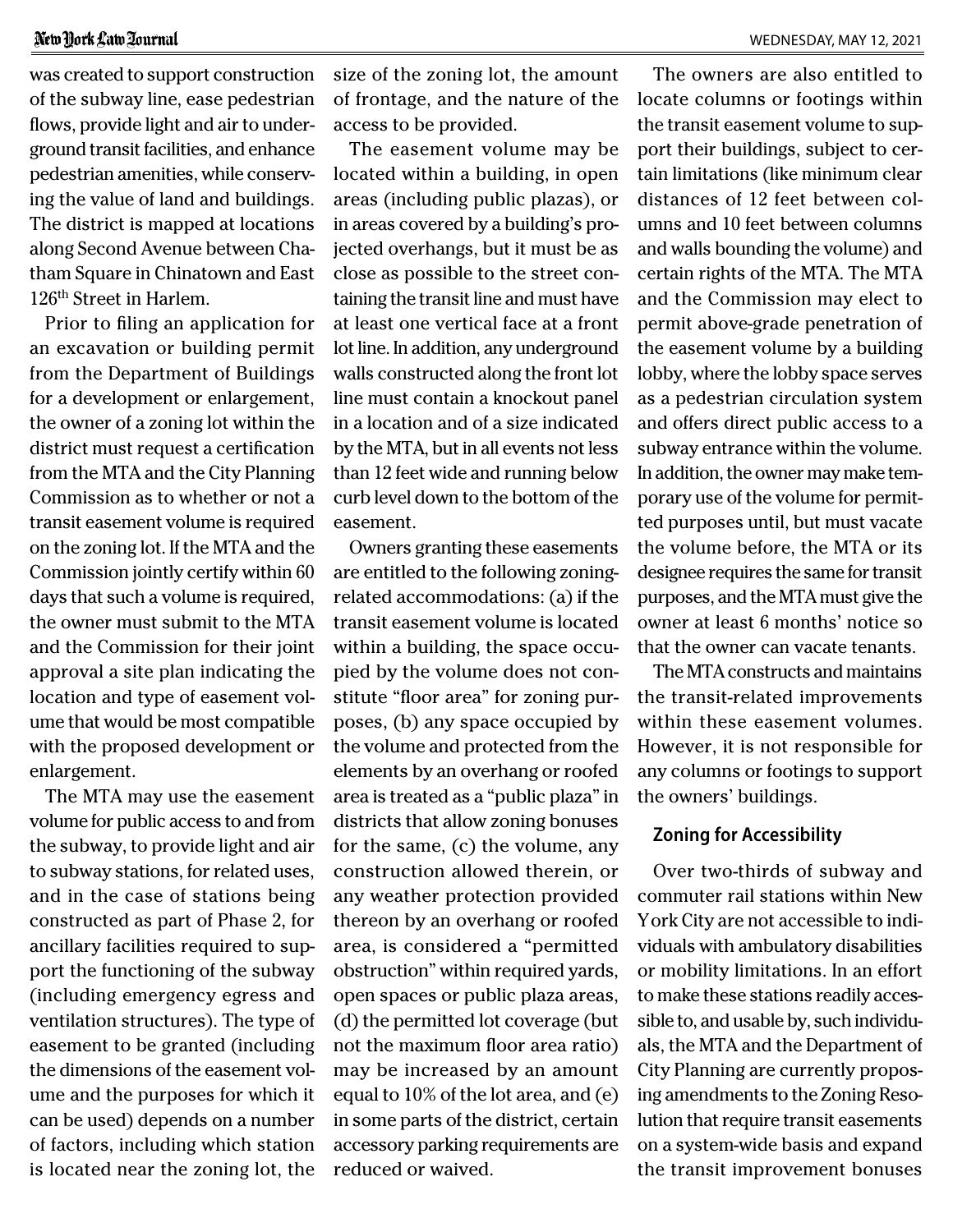was created to support construction of the subway line, ease pedestrian flows, provide light and air to underground transit facilities, and enhance pedestrian amenities, while conserving the value of land and buildings. The district is mapped at locations along Second Avenue between Chatham Square in Chinatown and East 126th Street in Harlem.

Prior to filing an application for an excavation or building permit from the Department of Buildings for a development or enlargement, the owner of a zoning lot within the district must request a certification from the MTA and the City Planning Commission as to whether or not a transit easement volume is required on the zoning lot. If the MTA and the Commission jointly certify within 60 days that such a volume is required, the owner must submit to the MTA and the Commission for their joint approval a site plan indicating the location and type of easement volume that would be most compatible with the proposed development or enlargement.

The MTA may use the easement volume for public access to and from the subway, to provide light and air to subway stations, for related uses, and in the case of stations being constructed as part of Phase 2, for ancillary facilities required to support the functioning of the subway (including emergency egress and ventilation structures). The type of easement to be granted (including the dimensions of the easement volume and the purposes for which it can be used) depends on a number of factors, including which station is located near the zoning lot, the size of the zoning lot, the amount of frontage, and the nature of the access to be provided.

The easement volume may be located within a building, in open areas (including public plazas), or in areas covered by a building's projected overhangs, but it must be as close as possible to the street containing the transit line and must have at least one vertical face at a front lot line. In addition, any underground walls constructed along the front lot line must contain a knockout panel in a location and of a size indicated by the MTA, but in all events not less than 12 feet wide and running below curb level down to the bottom of the easement.

Owners granting these easements are entitled to the following zoning-related accommodations: (a) if the transit easement volume is located within a building, the space occupied by the volume does not constitute "floor area" for zoning purposes, (b) any space occupied by the volume and protected from the elements by an overhang or roofed area is treated as a "public plaza" in districts that allow zoning bonuses for the same, (c) the volume, any construction allowed therein, or any weather protection provided thereon by an overhang or roofed area, is considered a "permitted obstruction" within required yards, open spaces or public plaza areas, (d) the permitted lot coverage (but not the maximum floor area ratio) may be increased by an amount equal to 10% of the lot area, and (e) in some parts of the district, certain accessory parking requirements are reduced or waived.

The owners are also entitled to locate columns or footings within the transit easement volume to support their buildings, subject to certain limitations (like minimum clear distances of 12 feet between columns and 10 feet between columns and walls bounding the volume) and certain rights of the MTA. The MTA and the Commission may elect to permit above-grade penetration of the easement volume by a building lobby, where the lobby space serves as a pedestrian circulation system and offers direct public access to a subway entrance within the volume. In addition, the owner may make temporary use of the volume for permitted purposes until, but must vacate the volume before, the MTA or its designee requires the same for transit purposes, and the MTA must give the owner at least 6 months' notice so that the owner can vacate tenants.

The MTA constructs and maintains the transit-related improvements within these easement volumes. However, it is not responsible for any columns or footings to support the owners' buildings.

### Zoning for Accessibility

Over two-thirds of subway and commuter rail stations within New York City are not accessible to individuals with ambulatory disabilities or mobility limitations. In an effort to make these stations readily accessible to, and usable by, such individuals, the MTA and the Department of City Planning are currently proposing amendments to the Zoning Resolution that require transit easements on a system-wide basis and expand the transit improvement bonuses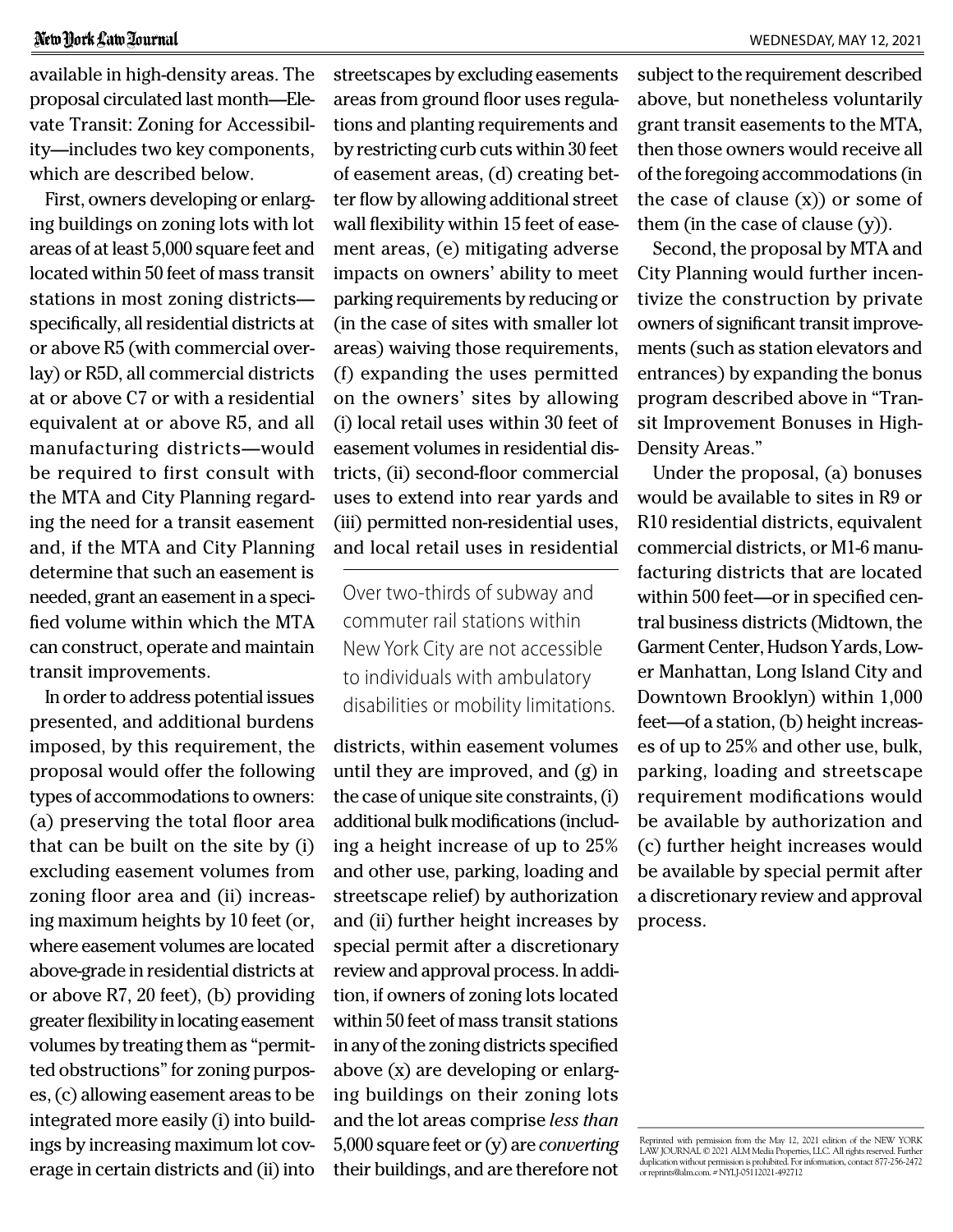available in high-density areas. The proposal circulated last month—Elevate Transit: Zoning for Accessibility—includes two key components, which are described below.

First, owners developing or enlarging buildings on zoning lots with lot areas of at least 5,000 square feet and located within 50 feet of mass transit stations in most zoning districts—specifically, all residential districts at or above R5 (with commercial overlay) or R5D, all commercial districts at or above C7 or with a residential equivalent at or above R5, and all manufacturing districts—would be required to first consult with the MTA and City Planning regarding the need for a transit easement and, if the MTA and City Planning determine that such an easement is needed, grant an easement in a specified volume within which the MTA can construct, operate and maintain transit improvements.

In order to address potential issues presented, and additional burdens imposed, by this requirement, the proposal would offer the following types of accommodations to owners: (a) preserving the total floor area that can be built on the site by (i) excluding easement volumes from zoning floor area and (ii) increasing maximum heights by 10 feet (or, where easement volumes are located above-grade in residential districts at or above R7, 20 feet), (b) providing greater flexibility in locating easement volumes by treating them as "permitted obstructions" for zoning purposes, (c) allowing easement areas to be integrated more easily (i) into buildings by increasing maximum lot coverage in certain districts and (ii) into streetscapes by excluding easements areas from ground floor uses regulations and planting requirements and by restricting curb cuts within 30 feet of easement areas, (d) creating better flow by allowing additional street wall flexibility within 15 feet of easement areas, (e) mitigating adverse impacts on owners' ability to meet parking requirements by reducing or (in the case of sites with smaller lot areas) waiving those requirements, (f) expanding the uses permitted on the owners' sites by allowing (i) local retail uses within 30 feet of easement volumes in residential districts, (ii) second-floor commercial uses to extend into rear yards and (iii) permitted non-residential uses, and local retail uses in residential districts, within easement volumes until they are improved, and (g) in the case of unique site constraints, (i) additional bulk modifications (including a height increase of up to 25% and other use, parking, loading and streetscape relief) by authorization and (ii) further height increases by special permit after a discretionary review and approval process. In addition, if owners of zoning lots located within 50 feet of mass transit stations in any of the zoning districts specified above (x) are developing or enlarging buildings on their zoning lots and the lot areas comprise *less than* 5,000 square feet or (y) are *converting* their buildings, and are therefore not subject to the requirement described above, but nonetheless voluntarily grant transit easements to the MTA, then those owners would receive all of the foregoing accommodations (in the case of clause (x)) or some of them (in the case of clause (y)).

> Over two-thirds of subway and commuter rail stations within New York City are not accessible to individuals with ambulatory disabilities or mobility limitations.

Second, the proposal by MTA and City Planning would further incentivize the construction by private owners of significant transit improvements (such as station elevators and entrances) by expanding the bonus program described above in "Transit Improvement Bonuses in High-Density Areas."

Under the proposal, (a) bonuses would be available to sites in R9 or R10 residential districts, equivalent commercial districts, or M1-6 manufacturing districts that are located within 500 feet—or in specified central business districts (Midtown, the Garment Center, Hudson Yards, Lower Manhattan, Long Island City and Downtown Brooklyn) within 1,000 feet—of a station, (b) height increases of up to 25% and other use, bulk, parking, loading and streetscape requirement modifications would be available by authorization and (c) further height increases would be available by special permit after a discretionary review and approval process.

Reprinted with permission from the May 12, 2021 edition of the NEW YORK LAW JOURNAL © 2021 ALM Media Properties, LLC. All rights reserved. Further duplication without permission is prohibited. For information, contact 877-256-2472 or reprints@alm.com. # NYLJ-05112021-492712